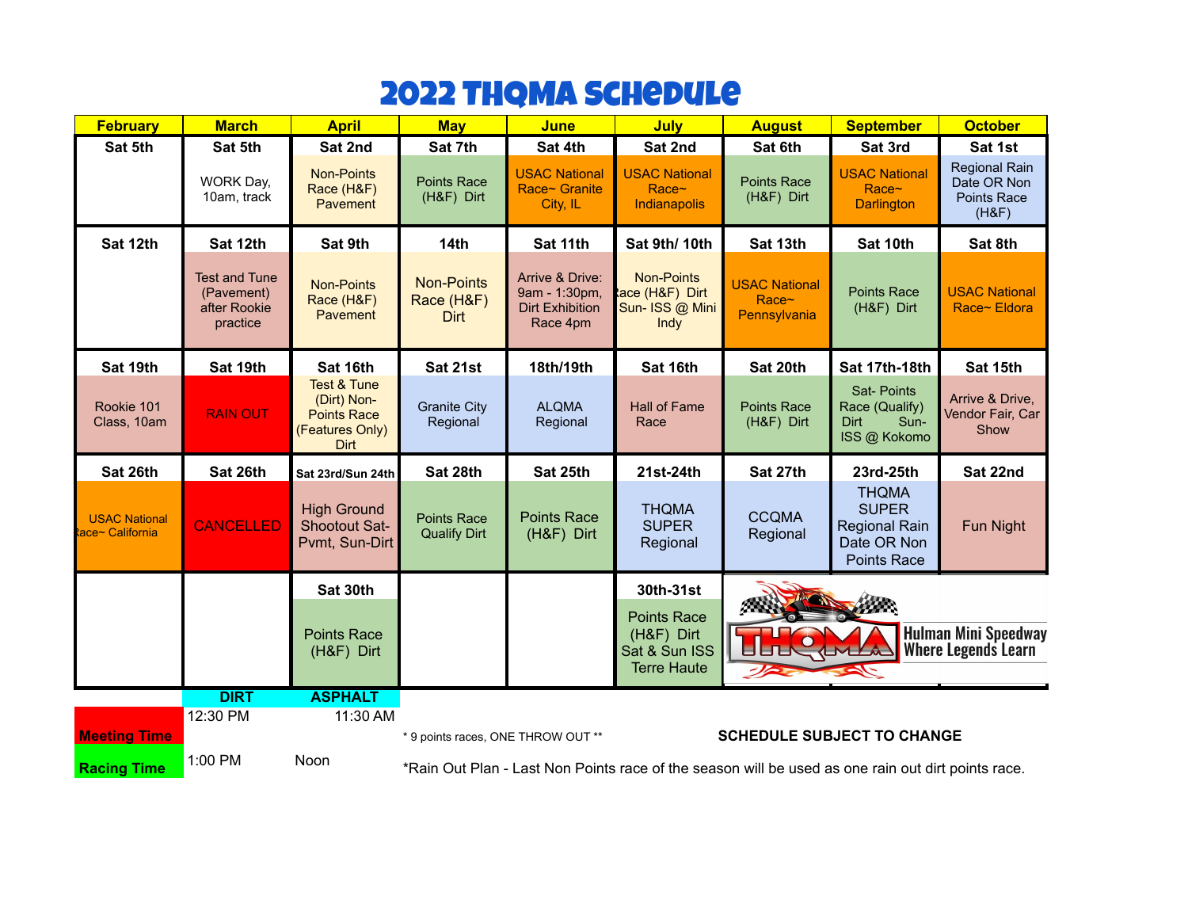# 2022 THQMA Schedule

| February | March | April | May | June | July | August | September | October |
|---|---|---|---|---|---|---|---|---|
| Sat 5th | Sat 5th<br>WORK Day, 10am, track | Sat 2nd<br>Non-Points Race (H&F) Pavement | Sat 7th<br>Points Race (H&F) Dirt | Sat 4th<br>USAC National Race~ Granite City, IL | Sat 2nd<br>USAC National Race~ Indianapolis | Sat 6th<br>Points Race (H&F) Dirt | Sat 3rd<br>USAC National Race~ Darlington | Sat 1st<br>Regional Rain Date OR Non Points Race (H&F) |
| Sat 12th | Sat 12th<br>Test and Tune (Pavement) after Rookie practice | Sat 9th<br>Non-Points Race (H&F) Pavement | 14th<br>Non-Points Race (H&F) Dirt | Sat 11th<br>Arrive & Drive: 9am - 1:30pm, Dirt Exhibition Race 4pm | Sat 9th/ 10th<br>Non-Points Race (H&F) Dirt Sun- ISS @ Mini Indy | Sat 13th<br>USAC National Race~ Pennsylvania | Sat 10th<br>Points Race (H&F) Dirt | Sat 8th<br>USAC National Race~ Eldora |
| Sat 19th<br>Rookie 101 Class, 10am | Sat 19th<br>RAIN OUT | Sat 16th<br>Test & Tune (Dirt) Non-Points Race (Features Only) Dirt | Sat 21st<br>Granite City Regional | 18th/19th<br>ALQMA Regional | Sat 16th<br>Hall of Fame Race | Sat 20th<br>Points Race (H&F) Dirt | Sat 17th-18th<br>Sat- Points Race (Qualify) Dirt Sun- ISS @ Kokomo | Sat 15th<br>Arrive & Drive, Vendor Fair, Car Show |
| Sat 26th<br>USAC National Race~ California | Sat 26th<br>CANCELLED | Sat 23rd/Sun 24th<br>High Ground Shootout Sat- Pvmt, Sun-Dirt | Sat 28th<br>Points Race Qualify Dirt | Sat 25th<br>Points Race (H&F) Dirt | 21st-24th<br>THQMA SUPER Regional | Sat 27th<br>CCQMA Regional | 23rd-25th<br>THQMA SUPER Regional Rain Date OR Non Points Race | Sat 22nd<br>Fun Night |
| | | Sat 30th<br>Points Race (H&F) Dirt | | | 30th-31st<br>Points Race (H&F) Dirt Sat & Sun ISS Terre Haute | THQMA Hulman Mini Speedway Where Legends Learn | | |

| | DIRT | ASPHALT |
|---|---|---|
| **Meeting Time** | 12:30 PM | 11:30 AM |
| **Racing Time** | 1:00 PM | Noon |

* 9 points races, ONE THROW OUT **

**SCHEDULE SUBJECT TO CHANGE**

*Rain Out Plan - Last Non Points race of the season will be used as one rain out dirt points race.